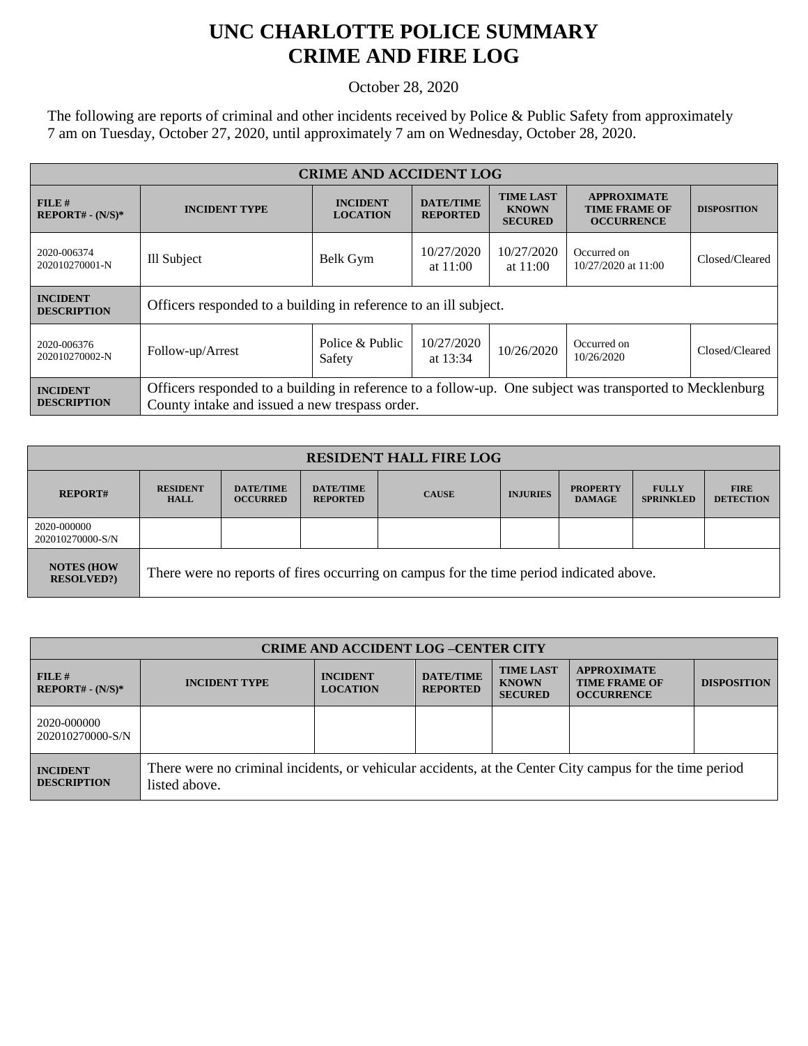# UNC CHARLOTTE POLICE SUMMARY
# CRIME AND FIRE LOG

October 28, 2020

The following are reports of criminal and other incidents received by Police & Public Safety from approximately 7 am on Tuesday, October 27, 2020, until approximately 7 am on Wednesday, October 28, 2020.

| CRIME AND ACCIDENT LOG | | | | | | |
|---|---|---|---|---|---|---|
| **FILE # REPORT# - (N/S)*** | **INCIDENT TYPE** | **INCIDENT LOCATION** | **DATE/TIME REPORTED** | **TIME LAST KNOWN SECURED** | **APPROXIMATE TIME FRAME OF OCCURRENCE** | **DISPOSITION** |
| 2020-006374 202010270001-N | Ill Subject | Belk Gym | 10/27/2020 at 11:00 | 10/27/2020 at 11:00 | Occurred on 10/27/2020 at 11:00 | Closed/Cleared |
| **INCIDENT DESCRIPTION** | Officers responded to a building in reference to an ill subject. | | | | | |
| 2020-006376 202010270002-N | Follow-up/Arrest | Police & Public Safety | 10/27/2020 at 13:34 | 10/26/2020 | Occurred on 10/26/2020 | Closed/Cleared |
| **INCIDENT DESCRIPTION** | Officers responded to a building in reference to a follow-up. One subject was transported to Mecklenburg County intake and issued a new trespass order. | | | | | |

| RESIDENT HALL FIRE LOG | | | | | | | | |
|---|---|---|---|---|---|---|---|---|
| **REPORT#** | **RESIDENT HALL** | **DATE/TIME OCCURRED** | **DATE/TIME REPORTED** | **CAUSE** | **INJURIES** | **PROPERTY DAMAGE** | **FULLY SPRINKLED** | **FIRE DETECTION** |
| 2020-000000 202010270000-S/N | | | | | | | | |
| **NOTES (HOW RESOLVED?)** | There were no reports of fires occurring on campus for the time period indicated above. | | | | | | | |

| CRIME AND ACCIDENT LOG –CENTER CITY | | | | | | |
|---|---|---|---|---|---|---|
| **FILE # REPORT# - (N/S)*** | **INCIDENT TYPE** | **INCIDENT LOCATION** | **DATE/TIME REPORTED** | **TIME LAST KNOWN SECURED** | **APPROXIMATE TIME FRAME OF OCCURRENCE** | **DISPOSITION** |
| 2020-000000 202010270000-S/N | | | | | | |
| **INCIDENT DESCRIPTION** | There were no criminal incidents, or vehicular accidents, at the Center City campus for the time period listed above. | | | | | |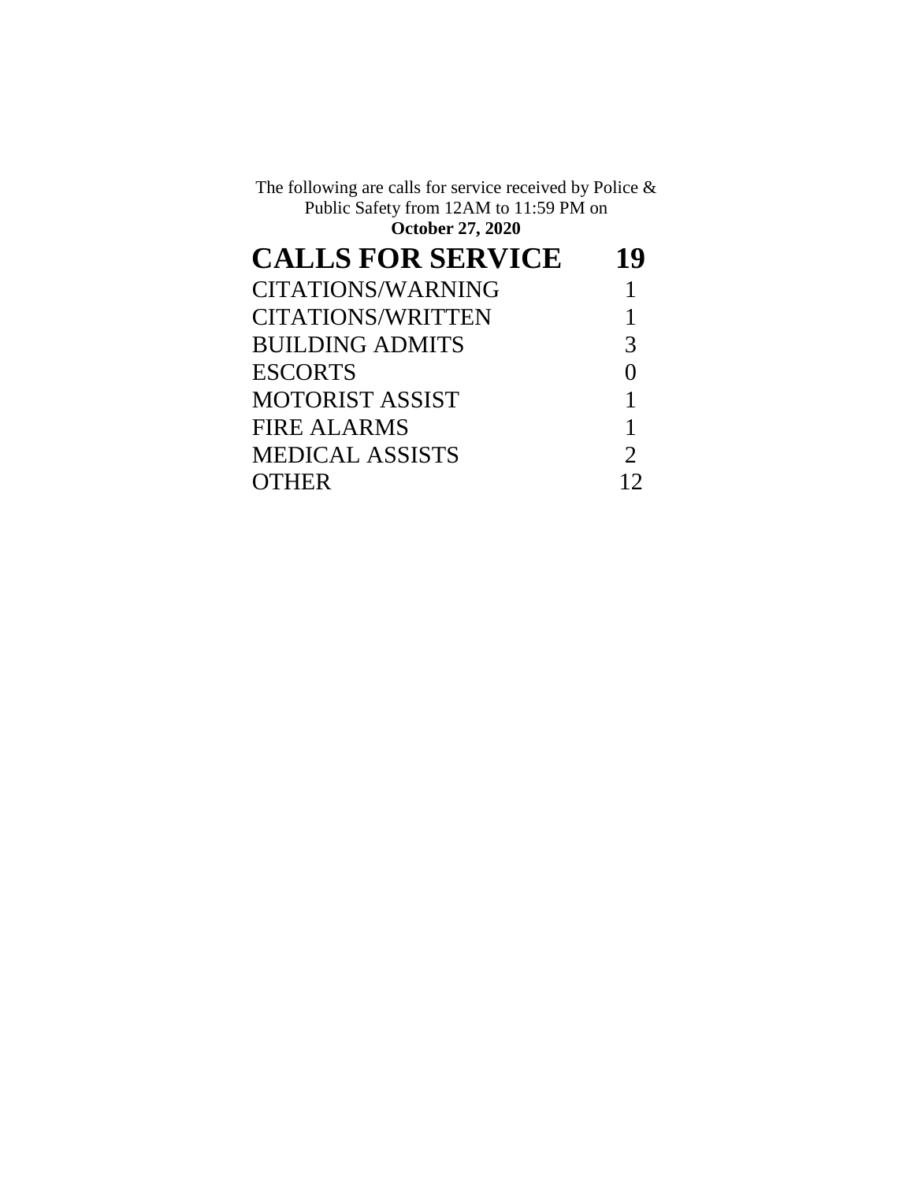The following are calls for service received by Police & Public Safety from 12AM to 11:59 PM on

**October 27, 2020**

| | |
|---|---|
| **CALLS FOR SERVICE** | **19** |
| CITATIONS/WARNING | 1 |
| CITATIONS/WRITTEN | 1 |
| BUILDING ADMITS | 3 |
| ESCORTS | 0 |
| MOTORIST ASSIST | 1 |
| FIRE ALARMS | 1 |
| MEDICAL ASSISTS | 2 |
| OTHER | 12 |